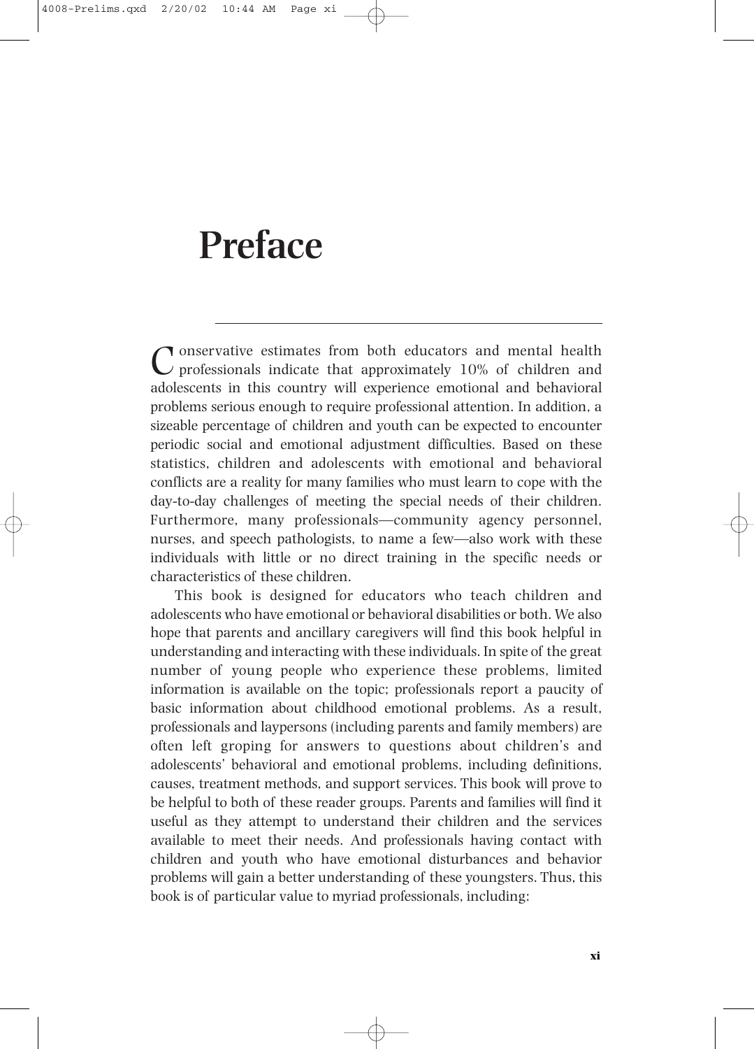# Preface

Conservative estimates from both educators and mental health professionals indicate that approximately 10% of children and adolescents in this country will experience emotional and behavioral problems serious enough to require professional attention. In addition, a sizeable percentage of children and youth can be expected to encounter periodic social and emotional adjustment difficulties. Based on these statistics, children and adolescents with emotional and behavioral conflicts are a reality for many families who must learn to cope with the day-to-day challenges of meeting the special needs of their children. Furthermore, many professionals—community agency personnel, nurses, and speech pathologists, to name a few—also work with these individuals with little or no direct training in the specific needs or characteristics of these children.

This book is designed for educators who teach children and adolescents who have emotional or behavioral disabilities or both. We also hope that parents and ancillary caregivers will find this book helpful in understanding and interacting with these individuals. In spite of the great number of young people who experience these problems, limited information is available on the topic; professionals report a paucity of basic information about childhood emotional problems. As a result, professionals and laypersons (including parents and family members) are often left groping for answers to questions about children's and adolescents' behavioral and emotional problems, including definitions, causes, treatment methods, and support services. This book will prove to be helpful to both of these reader groups. Parents and families will find it useful as they attempt to understand their children and the services available to meet their needs. And professionals having contact with children and youth who have emotional disturbances and behavior problems will gain a better understanding of these youngsters. Thus, this book is of particular value to myriad professionals, including: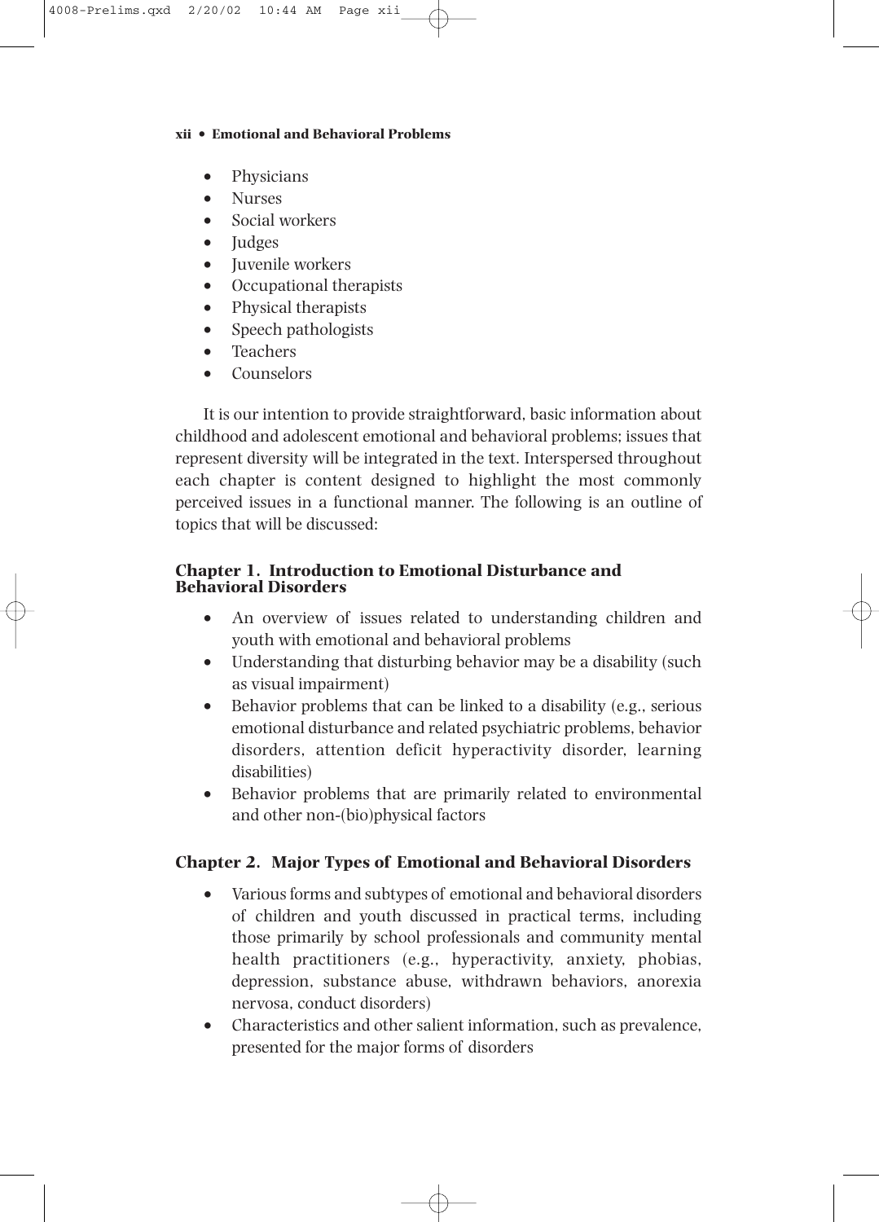- Physicians
- Nurses
- Social workers
- Judges
- Juvenile workers
- Occupational therapists
- Physical therapists
- Speech pathologists
- Teachers
- Counselors

It is our intention to provide straightforward, basic information about childhood and adolescent emotional and behavioral problems; issues that represent diversity will be integrated in the text. Interspersed throughout each chapter is content designed to highlight the most commonly perceived issues in a functional manner. The following is an outline of topics that will be discussed:

### Chapter 1. Introduction to Emotional Disturbance and Behavioral Disorders

- An overview of issues related to understanding children and youth with emotional and behavioral problems
- Understanding that disturbing behavior may be a disability (such as visual impairment)
- Behavior problems that can be linked to a disability (e.g., serious emotional disturbance and related psychiatric problems, behavior disorders, attention deficit hyperactivity disorder, learning disabilities)
- Behavior problems that are primarily related to environmental and other non-(bio)physical factors

### Chapter 2. Major Types of Emotional and Behavioral Disorders

- Various forms and subtypes of emotional and behavioral disorders of children and youth discussed in practical terms, including those primarily by school professionals and community mental health practitioners (e.g., hyperactivity, anxiety, phobias, depression, substance abuse, withdrawn behaviors, anorexia nervosa, conduct disorders)
- Characteristics and other salient information, such as prevalence, presented for the major forms of disorders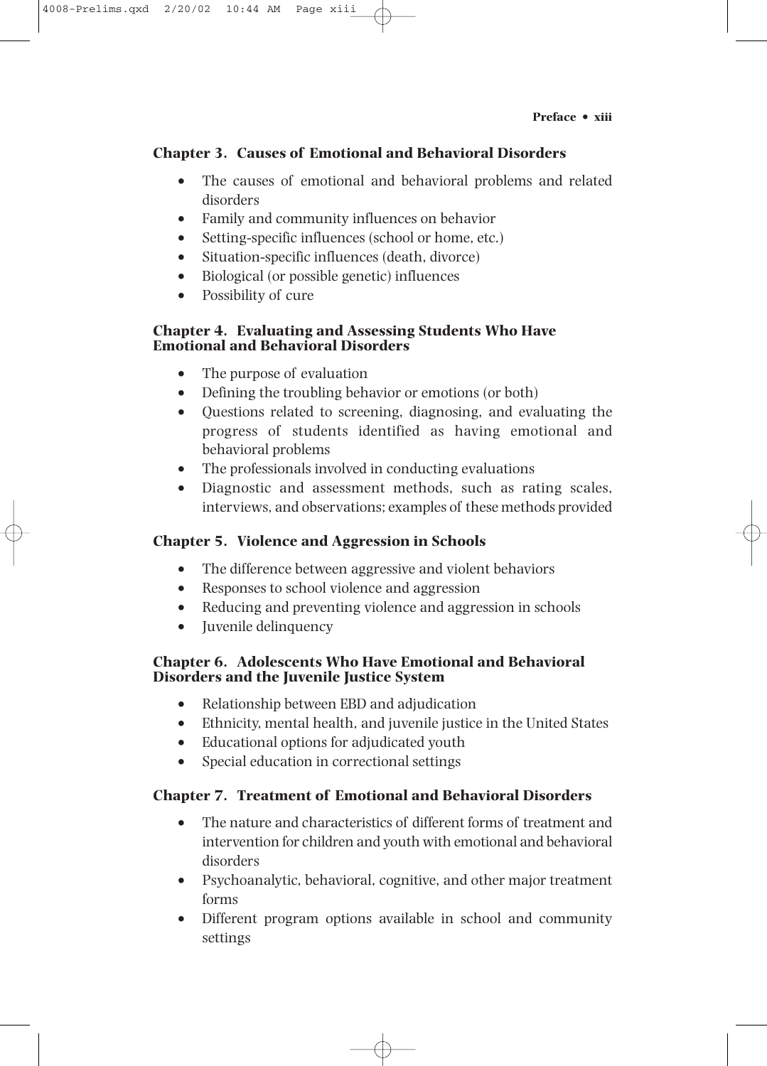### Chapter 3. Causes of Emotional and Behavioral Disorders

- The causes of emotional and behavioral problems and related disorders
- Family and community influences on behavior
- Setting-specific influences (school or home, etc.)
- Situation-specific influences (death, divorce)
- Biological (or possible genetic) influences
- Possibility of cure

### Chapter 4. Evaluating and Assessing Students Who Have Emotional and Behavioral Disorders

- The purpose of evaluation
- Defining the troubling behavior or emotions (or both)
- Questions related to screening, diagnosing, and evaluating the progress of students identified as having emotional and behavioral problems
- The professionals involved in conducting evaluations
- Diagnostic and assessment methods, such as rating scales, interviews, and observations; examples of these methods provided

### Chapter 5. Violence and Aggression in Schools

- The difference between aggressive and violent behaviors
- Responses to school violence and aggression
- Reducing and preventing violence and aggression in schools
- Juvenile delinquency

### Chapter 6. Adolescents Who Have Emotional and Behavioral Disorders and the Juvenile Justice System

- Relationship between EBD and adjudication
- Ethnicity, mental health, and juvenile justice in the United States
- Educational options for adjudicated youth
- Special education in correctional settings

### Chapter 7. Treatment of Emotional and Behavioral Disorders

- The nature and characteristics of different forms of treatment and intervention for children and youth with emotional and behavioral disorders
- Psychoanalytic, behavioral, cognitive, and other major treatment forms
- Different program options available in school and community settings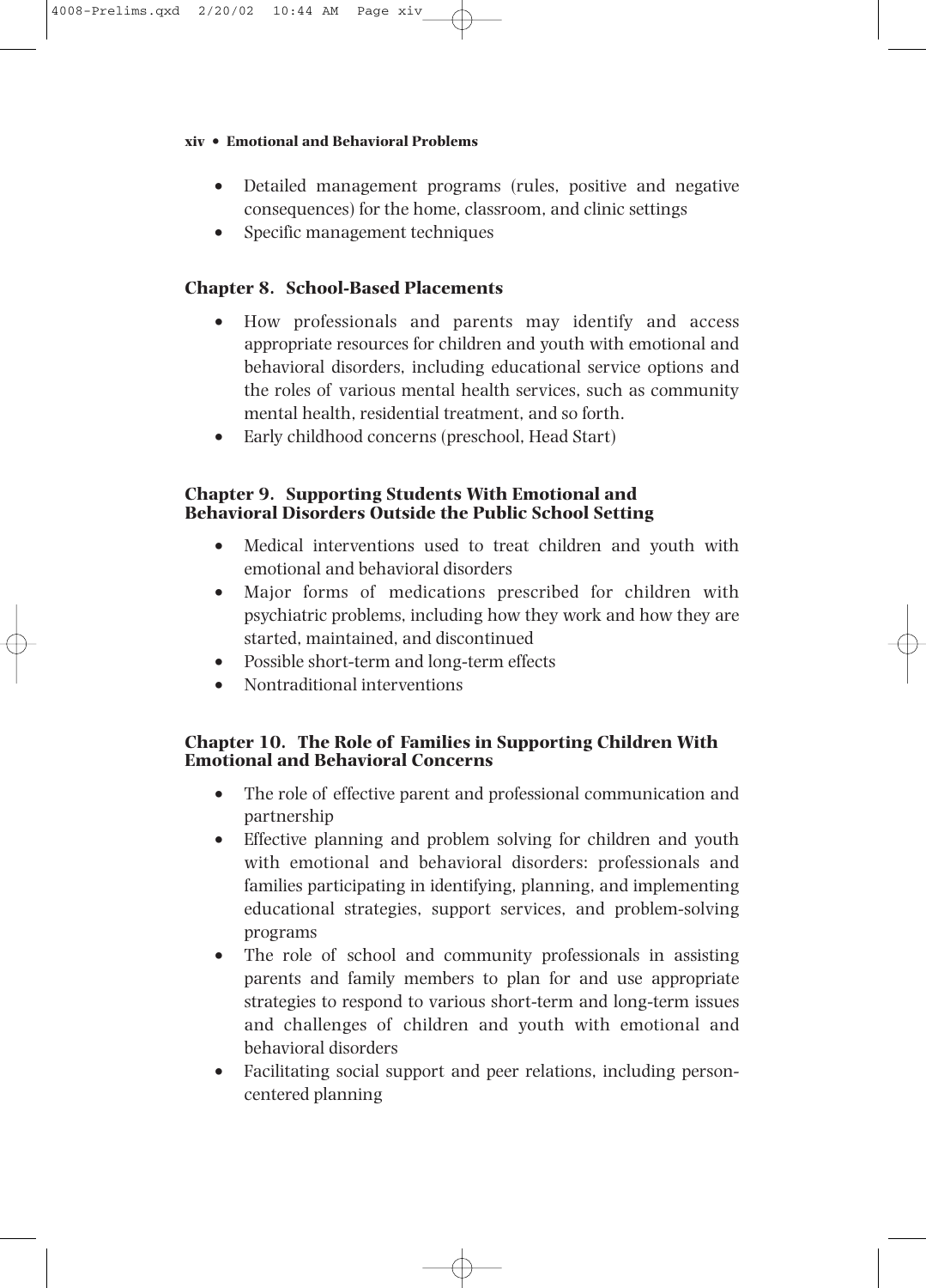- Detailed management programs (rules, positive and negative consequences) for the home, classroom, and clinic settings
- Specific management techniques

### Chapter 8. School-Based Placements

- How professionals and parents may identify and access appropriate resources for children and youth with emotional and behavioral disorders, including educational service options and the roles of various mental health services, such as community mental health, residential treatment, and so forth.
- Early childhood concerns (preschool, Head Start)

### Chapter 9. Supporting Students With Emotional and Behavioral Disorders Outside the Public School Setting

- Medical interventions used to treat children and youth with emotional and behavioral disorders
- Major forms of medications prescribed for children with psychiatric problems, including how they work and how they are started, maintained, and discontinued
- Possible short-term and long-term effects
- Nontraditional interventions

### Chapter 10. The Role of Families in Supporting Children With Emotional and Behavioral Concerns

- The role of effective parent and professional communication and partnership
- Effective planning and problem solving for children and youth with emotional and behavioral disorders: professionals and families participating in identifying, planning, and implementing educational strategies, support services, and problem-solving programs
- The role of school and community professionals in assisting parents and family members to plan for and use appropriate strategies to respond to various short-term and long-term issues and challenges of children and youth with emotional and behavioral disorders
- Facilitating social support and peer relations, including person-centered planning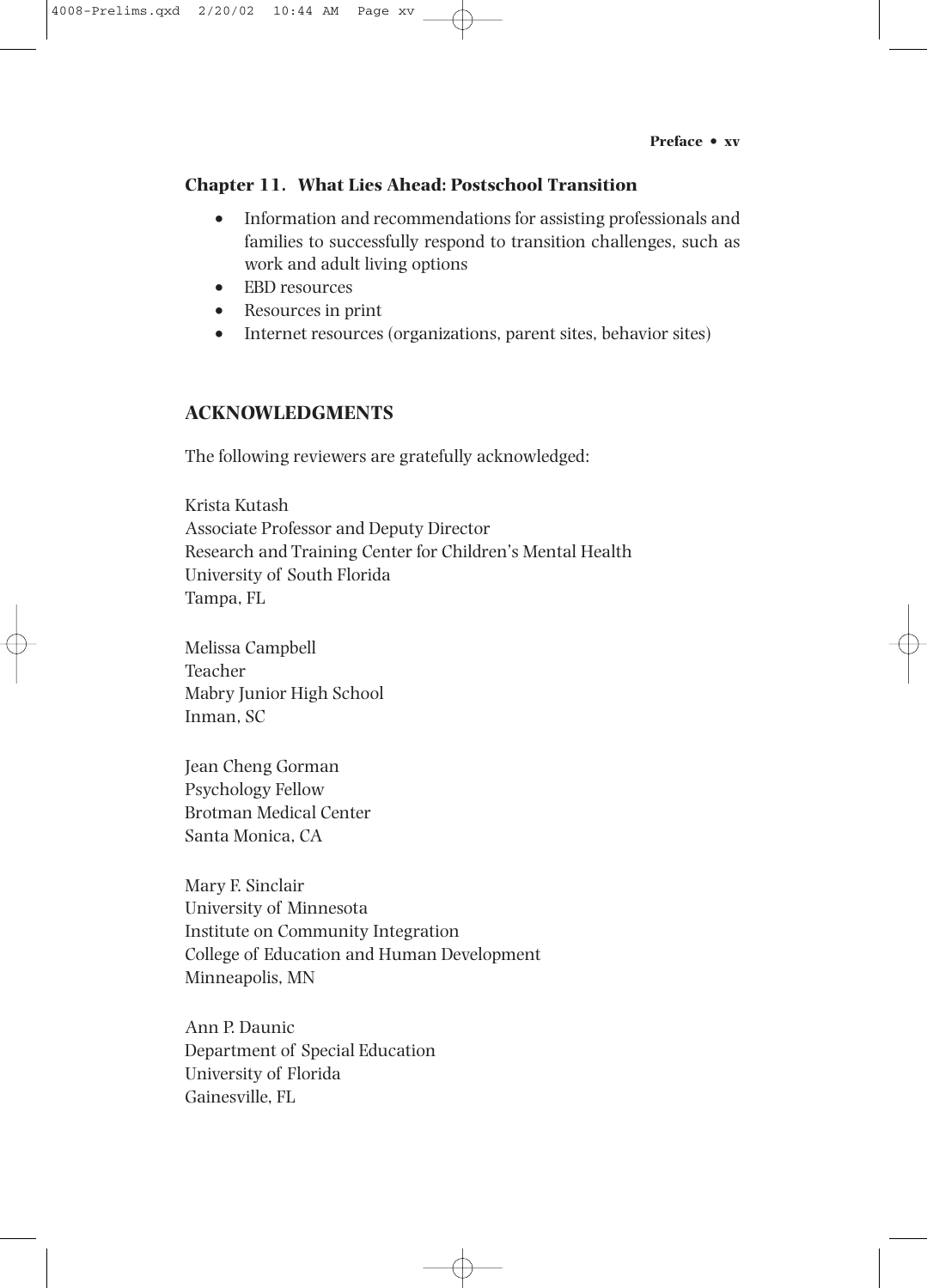### Chapter 11. What Lies Ahead: Postschool Transition

- Information and recommendations for assisting professionals and families to successfully respond to transition challenges, such as work and adult living options
- EBD resources
- Resources in print
- Internet resources (organizations, parent sites, behavior sites)

## ACKNOWLEDGMENTS

The following reviewers are gratefully acknowledged:

Krista Kutash
Associate Professor and Deputy Director
Research and Training Center for Children's Mental Health
University of South Florida
Tampa, FL

Melissa Campbell
Teacher
Mabry Junior High School
Inman, SC

Jean Cheng Gorman
Psychology Fellow
Brotman Medical Center
Santa Monica, CA

Mary F. Sinclair
University of Minnesota
Institute on Community Integration
College of Education and Human Development
Minneapolis, MN

Ann P. Daunic
Department of Special Education
University of Florida
Gainesville, FL